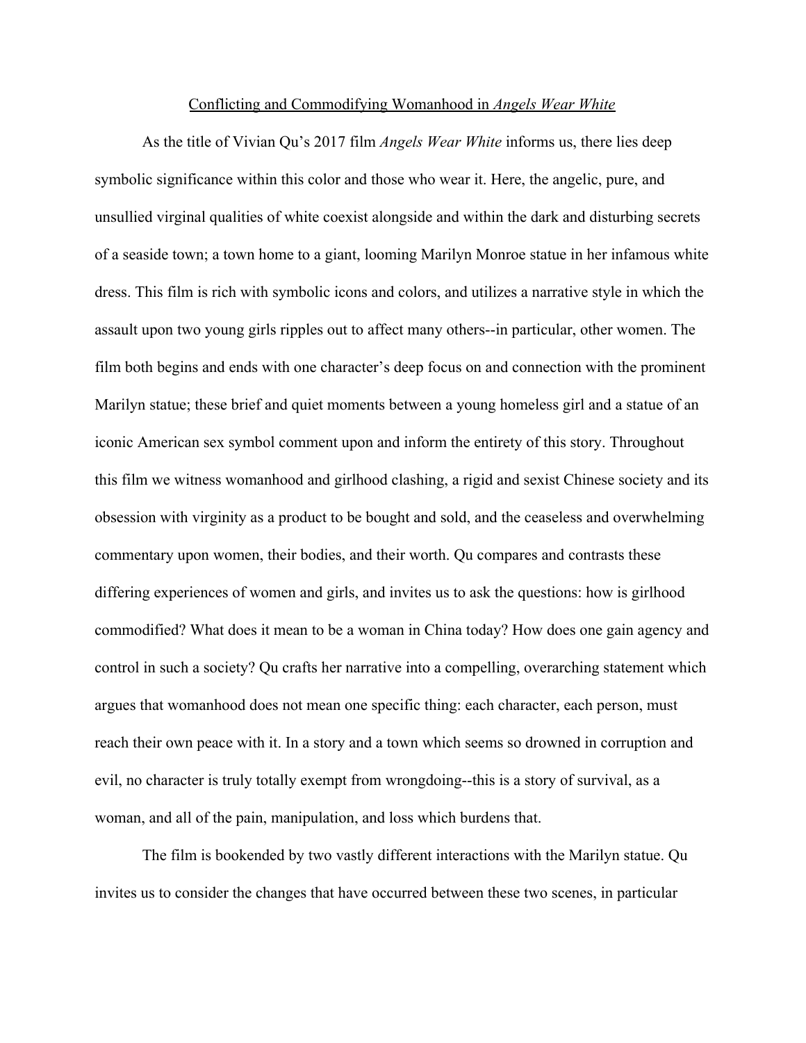# Conflicting and Commodifying Womanhood in *Angels Wear White*

As the title of Vivian Qu's 2017 film *Angels Wear White* informs us, there lies deep symbolic significance within this color and those who wear it. Here, the angelic, pure, and unsullied virginal qualities of white coexist alongside and within the dark and disturbing secrets of a seaside town; a town home to a giant, looming Marilyn Monroe statue in her infamous white dress. This film is rich with symbolic icons and colors, and utilizes a narrative style in which the assault upon two young girls ripples out to affect many others--in particular, other women. The film both begins and ends with one character's deep focus on and connection with the prominent Marilyn statue; these brief and quiet moments between a young homeless girl and a statue of an iconic American sex symbol comment upon and inform the entirety of this story. Throughout this film we witness womanhood and girlhood clashing, a rigid and sexist Chinese society and its obsession with virginity as a product to be bought and sold, and the ceaseless and overwhelming commentary upon women, their bodies, and their worth. Qu compares and contrasts these differing experiences of women and girls, and invites us to ask the questions: how is girlhood commodified? What does it mean to be a woman in China today? How does one gain agency and control in such a society? Qu crafts her narrative into a compelling, overarching statement which argues that womanhood does not mean one specific thing: each character, each person, must reach their own peace with it. In a story and a town which seems so drowned in corruption and evil, no character is truly totally exempt from wrongdoing--this is a story of survival, as a woman, and all of the pain, manipulation, and loss which burdens that.

The film is bookended by two vastly different interactions with the Marilyn statue. Qu invites us to consider the changes that have occurred between these two scenes, in particular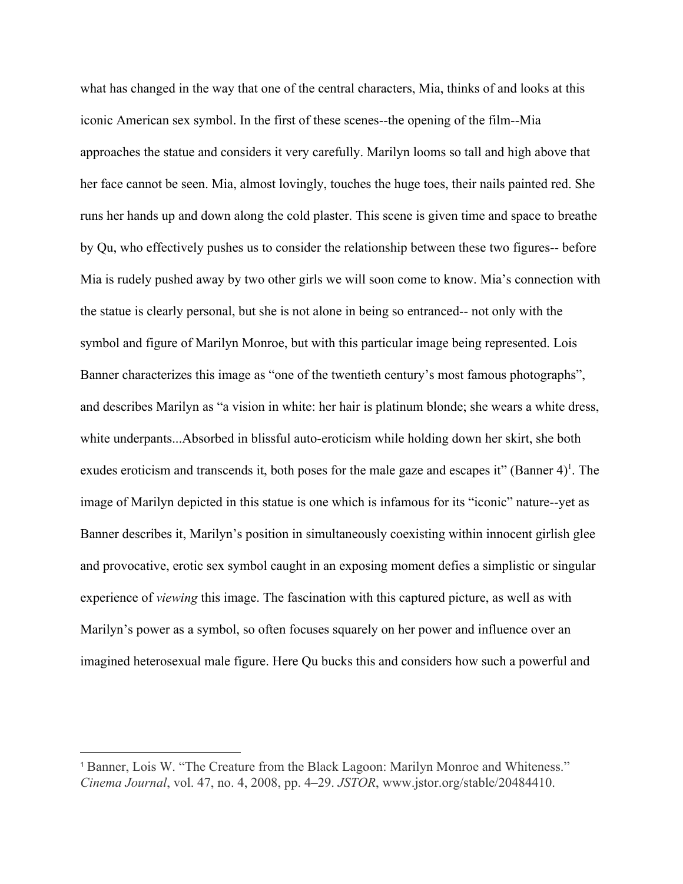what has changed in the way that one of the central characters, Mia, thinks of and looks at this iconic American sex symbol. In the first of these scenes--the opening of the film--Mia approaches the statue and considers it very carefully. Marilyn looms so tall and high above that her face cannot be seen. Mia, almost lovingly, touches the huge toes, their nails painted red. She runs her hands up and down along the cold plaster. This scene is given time and space to breathe by Qu, who effectively pushes us to consider the relationship between these two figures-- before Mia is rudely pushed away by two other girls we will soon come to know. Mia's connection with the statue is clearly personal, but she is not alone in being so entranced-- not only with the symbol and figure of Marilyn Monroe, but with this particular image being represented. Lois Banner characterizes this image as "one of the twentieth century's most famous photographs", and describes Marilyn as "a vision in white: her hair is platinum blonde; she wears a white dress, white underpants...Absorbed in blissful auto-eroticism while holding down her skirt, she both exudes eroticism and transcends it, both poses for the male gaze and escapes it" (Banner 4)[1]. The image of Marilyn depicted in this statue is one which is infamous for its "iconic" nature--yet as Banner describes it, Marilyn's position in simultaneously coexisting within innocent girlish glee and provocative, erotic sex symbol caught in an exposing moment defies a simplistic or singular experience of *viewing* this image. The fascination with this captured picture, as well as with Marilyn's power as a symbol, so often focuses squarely on her power and influence over an imagined heterosexual male figure. Here Qu bucks this and considers how such a powerful and

---

[1] Banner, Lois W. "The Creature from the Black Lagoon: Marilyn Monroe and Whiteness." *Cinema Journal*, vol. 47, no. 4, 2008, pp. 4–29. *JSTOR*, www.jstor.org/stable/20484410.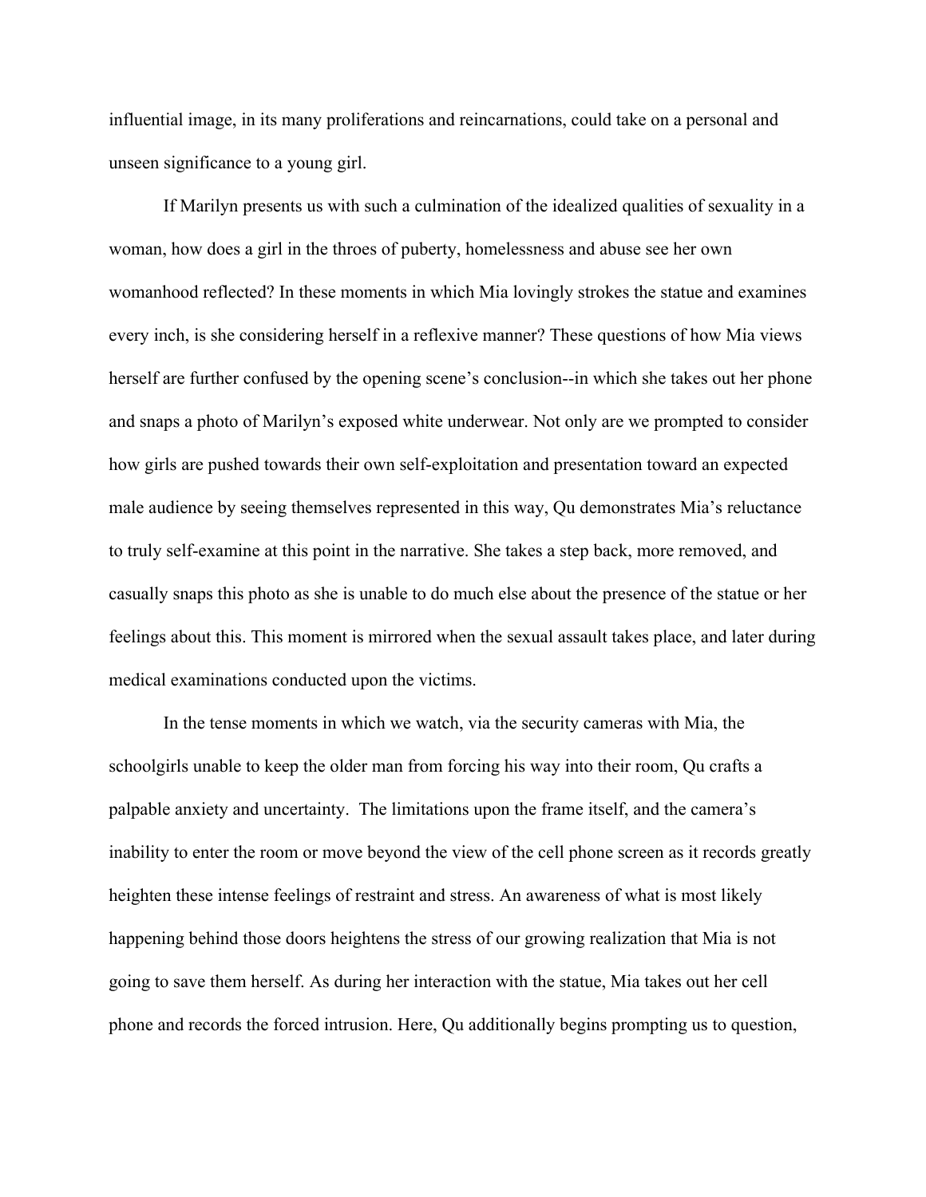influential image, in its many proliferations and reincarnations, could take on a personal and unseen significance to a young girl.

If Marilyn presents us with such a culmination of the idealized qualities of sexuality in a woman, how does a girl in the throes of puberty, homelessness and abuse see her own womanhood reflected? In these moments in which Mia lovingly strokes the statue and examines every inch, is she considering herself in a reflexive manner? These questions of how Mia views herself are further confused by the opening scene's conclusion--in which she takes out her phone and snaps a photo of Marilyn's exposed white underwear. Not only are we prompted to consider how girls are pushed towards their own self-exploitation and presentation toward an expected male audience by seeing themselves represented in this way, Qu demonstrates Mia's reluctance to truly self-examine at this point in the narrative. She takes a step back, more removed, and casually snaps this photo as she is unable to do much else about the presence of the statue or her feelings about this. This moment is mirrored when the sexual assault takes place, and later during medical examinations conducted upon the victims.

In the tense moments in which we watch, via the security cameras with Mia, the schoolgirls unable to keep the older man from forcing his way into their room, Qu crafts a palpable anxiety and uncertainty. The limitations upon the frame itself, and the camera's inability to enter the room or move beyond the view of the cell phone screen as it records greatly heighten these intense feelings of restraint and stress. An awareness of what is most likely happening behind those doors heightens the stress of our growing realization that Mia is not going to save them herself. As during her interaction with the statue, Mia takes out her cell phone and records the forced intrusion. Here, Qu additionally begins prompting us to question,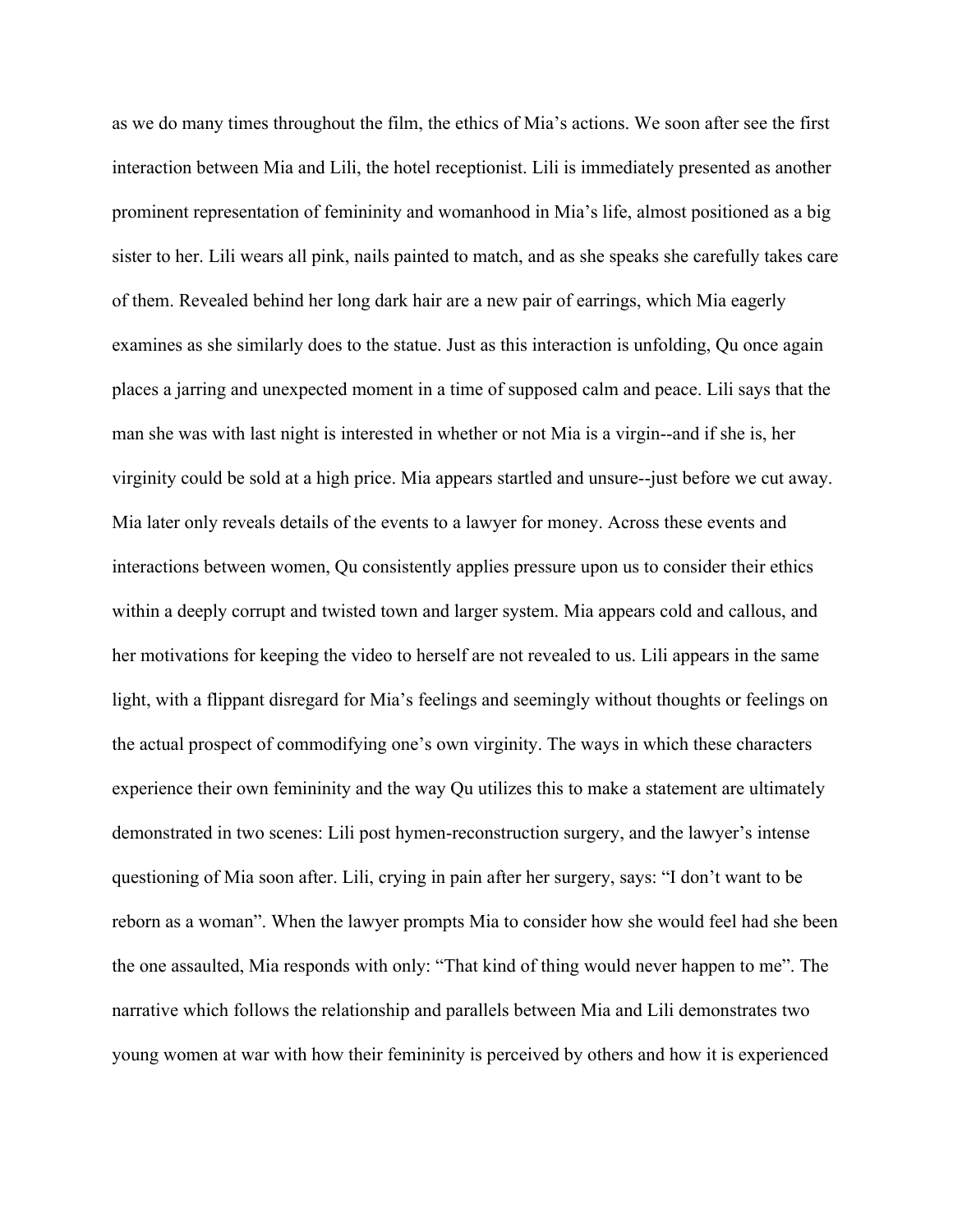as we do many times throughout the film, the ethics of Mia's actions. We soon after see the first interaction between Mia and Lili, the hotel receptionist. Lili is immediately presented as another prominent representation of femininity and womanhood in Mia's life, almost positioned as a big sister to her. Lili wears all pink, nails painted to match, and as she speaks she carefully takes care of them. Revealed behind her long dark hair are a new pair of earrings, which Mia eagerly examines as she similarly does to the statue. Just as this interaction is unfolding, Qu once again places a jarring and unexpected moment in a time of supposed calm and peace. Lili says that the man she was with last night is interested in whether or not Mia is a virgin--and if she is, her virginity could be sold at a high price. Mia appears startled and unsure--just before we cut away. Mia later only reveals details of the events to a lawyer for money. Across these events and interactions between women, Qu consistently applies pressure upon us to consider their ethics within a deeply corrupt and twisted town and larger system. Mia appears cold and callous, and her motivations for keeping the video to herself are not revealed to us. Lili appears in the same light, with a flippant disregard for Mia's feelings and seemingly without thoughts or feelings on the actual prospect of commodifying one's own virginity. The ways in which these characters experience their own femininity and the way Qu utilizes this to make a statement are ultimately demonstrated in two scenes: Lili post hymen-reconstruction surgery, and the lawyer's intense questioning of Mia soon after. Lili, crying in pain after her surgery, says: "I don't want to be reborn as a woman". When the lawyer prompts Mia to consider how she would feel had she been the one assaulted, Mia responds with only: "That kind of thing would never happen to me". The narrative which follows the relationship and parallels between Mia and Lili demonstrates two young women at war with how their femininity is perceived by others and how it is experienced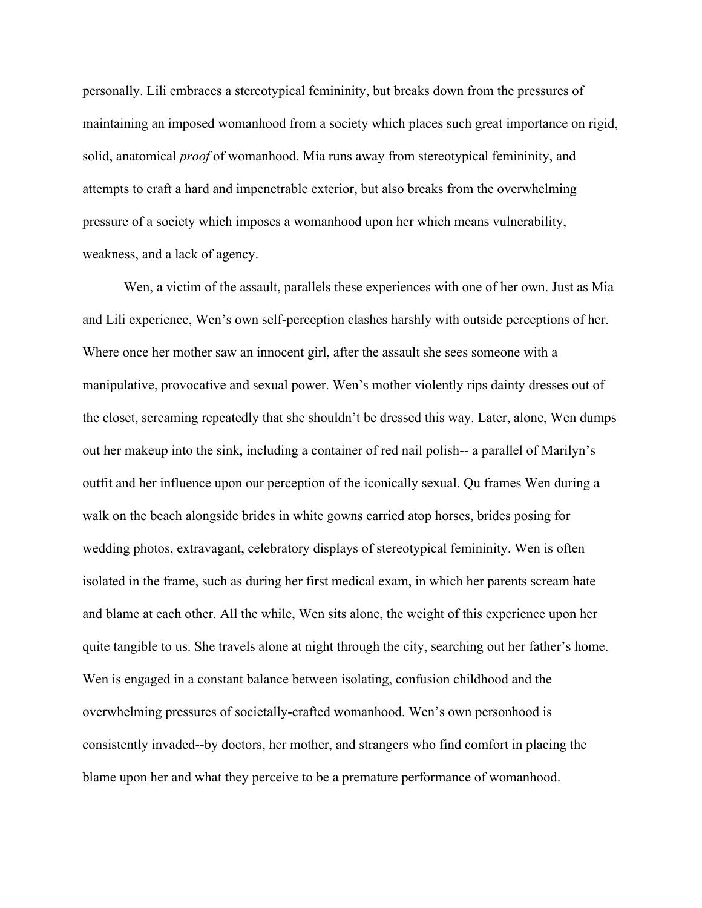personally. Lili embraces a stereotypical femininity, but breaks down from the pressures of maintaining an imposed womanhood from a society which places such great importance on rigid, solid, anatomical *proof* of womanhood. Mia runs away from stereotypical femininity, and attempts to craft a hard and impenetrable exterior, but also breaks from the overwhelming pressure of a society which imposes a womanhood upon her which means vulnerability, weakness, and a lack of agency.

Wen, a victim of the assault, parallels these experiences with one of her own. Just as Mia and Lili experience, Wen's own self-perception clashes harshly with outside perceptions of her. Where once her mother saw an innocent girl, after the assault she sees someone with a manipulative, provocative and sexual power. Wen's mother violently rips dainty dresses out of the closet, screaming repeatedly that she shouldn't be dressed this way. Later, alone, Wen dumps out her makeup into the sink, including a container of red nail polish-- a parallel of Marilyn's outfit and her influence upon our perception of the iconically sexual. Qu frames Wen during a walk on the beach alongside brides in white gowns carried atop horses, brides posing for wedding photos, extravagant, celebratory displays of stereotypical femininity. Wen is often isolated in the frame, such as during her first medical exam, in which her parents scream hate and blame at each other. All the while, Wen sits alone, the weight of this experience upon her quite tangible to us. She travels alone at night through the city, searching out her father's home. Wen is engaged in a constant balance between isolating, confusion childhood and the overwhelming pressures of societally-crafted womanhood. Wen's own personhood is consistently invaded--by doctors, her mother, and strangers who find comfort in placing the blame upon her and what they perceive to be a premature performance of womanhood.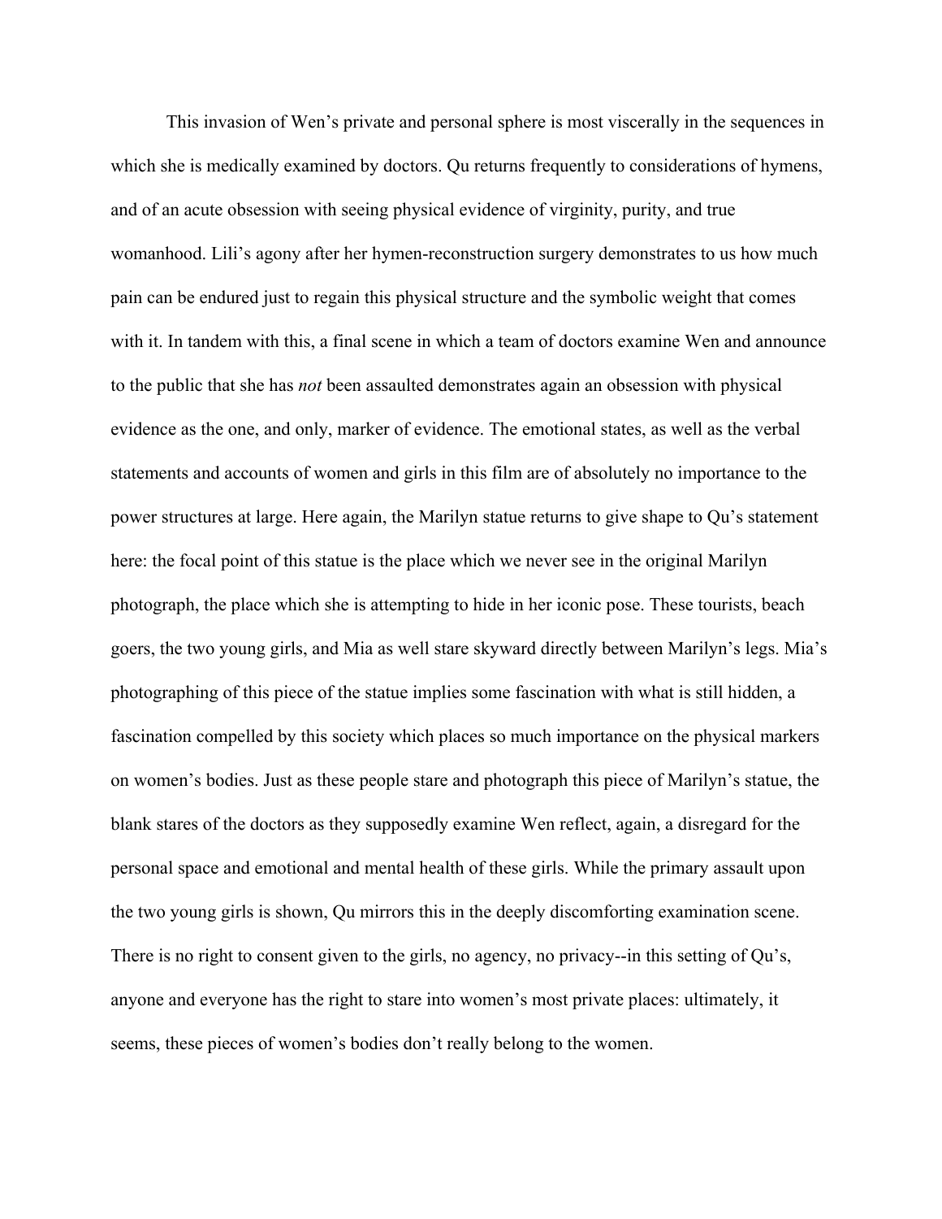This invasion of Wen's private and personal sphere is most viscerally in the sequences in which she is medically examined by doctors. Qu returns frequently to considerations of hymens, and of an acute obsession with seeing physical evidence of virginity, purity, and true womanhood. Lili's agony after her hymen-reconstruction surgery demonstrates to us how much pain can be endured just to regain this physical structure and the symbolic weight that comes with it. In tandem with this, a final scene in which a team of doctors examine Wen and announce to the public that she has *not* been assaulted demonstrates again an obsession with physical evidence as the one, and only, marker of evidence. The emotional states, as well as the verbal statements and accounts of women and girls in this film are of absolutely no importance to the power structures at large. Here again, the Marilyn statue returns to give shape to Qu's statement here: the focal point of this statue is the place which we never see in the original Marilyn photograph, the place which she is attempting to hide in her iconic pose. These tourists, beach goers, the two young girls, and Mia as well stare skyward directly between Marilyn's legs. Mia's photographing of this piece of the statue implies some fascination with what is still hidden, a fascination compelled by this society which places so much importance on the physical markers on women's bodies. Just as these people stare and photograph this piece of Marilyn's statue, the blank stares of the doctors as they supposedly examine Wen reflect, again, a disregard for the personal space and emotional and mental health of these girls. While the primary assault upon the two young girls is shown, Qu mirrors this in the deeply discomforting examination scene. There is no right to consent given to the girls, no agency, no privacy--in this setting of Qu's, anyone and everyone has the right to stare into women's most private places: ultimately, it seems, these pieces of women's bodies don't really belong to the women.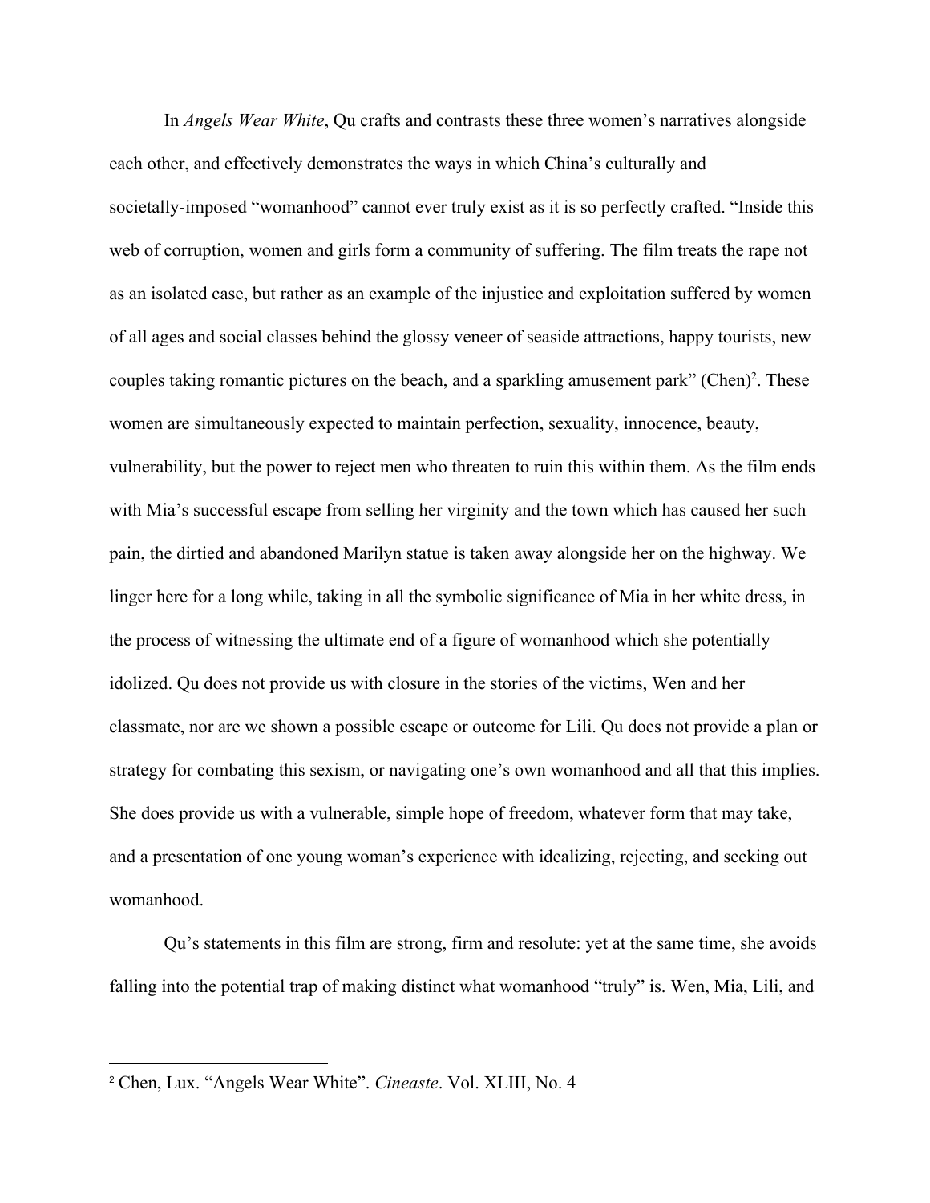In *Angels Wear White*, Qu crafts and contrasts these three women's narratives alongside each other, and effectively demonstrates the ways in which China's culturally and societally-imposed "womanhood" cannot ever truly exist as it is so perfectly crafted. "Inside this web of corruption, women and girls form a community of suffering. The film treats the rape not as an isolated case, but rather as an example of the injustice and exploitation suffered by women of all ages and social classes behind the glossy veneer of seaside attractions, happy tourists, new couples taking romantic pictures on the beach, and a sparkling amusement park" (Chen)[2]. These women are simultaneously expected to maintain perfection, sexuality, innocence, beauty, vulnerability, but the power to reject men who threaten to ruin this within them. As the film ends with Mia's successful escape from selling her virginity and the town which has caused her such pain, the dirtied and abandoned Marilyn statue is taken away alongside her on the highway. We linger here for a long while, taking in all the symbolic significance of Mia in her white dress, in the process of witnessing the ultimate end of a figure of womanhood which she potentially idolized. Qu does not provide us with closure in the stories of the victims, Wen and her classmate, nor are we shown a possible escape or outcome for Lili. Qu does not provide a plan or strategy for combating this sexism, or navigating one's own womanhood and all that this implies. She does provide us with a vulnerable, simple hope of freedom, whatever form that may take, and a presentation of one young woman's experience with idealizing, rejecting, and seeking out womanhood.

Qu's statements in this film are strong, firm and resolute: yet at the same time, she avoids falling into the potential trap of making distinct what womanhood "truly" is. Wen, Mia, Lili, and

---

[2] Chen, Lux. "Angels Wear White". *Cineaste*. Vol. XLIII, No. 4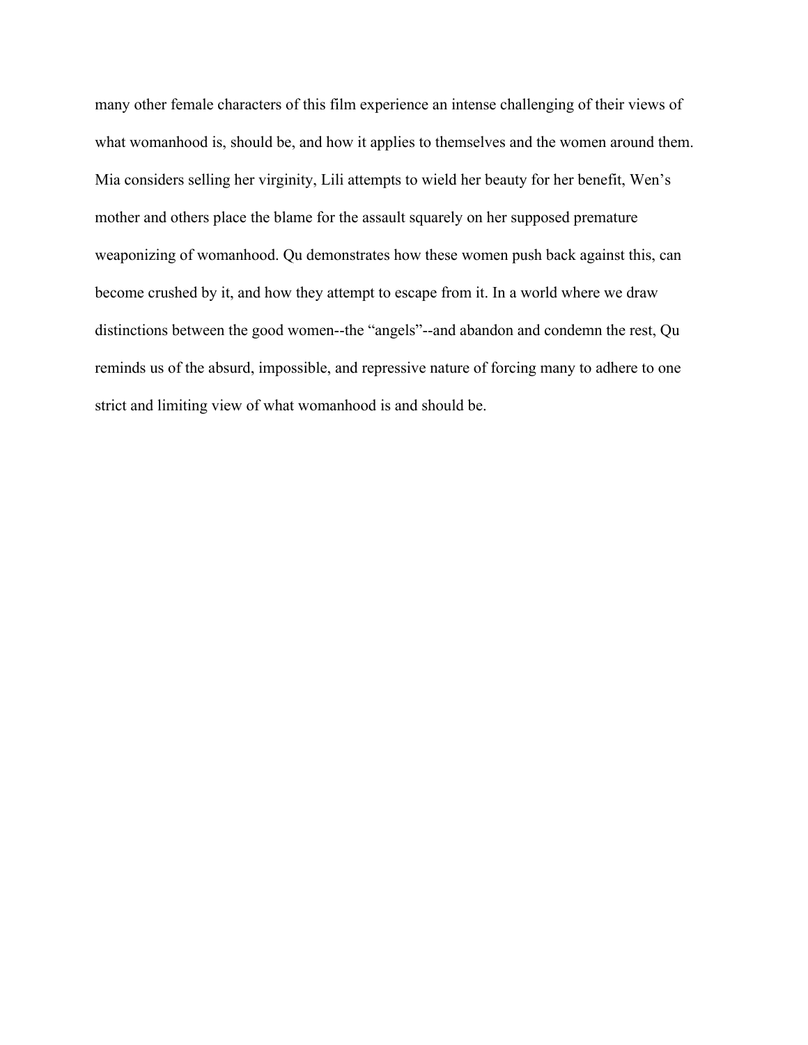many other female characters of this film experience an intense challenging of their views of what womanhood is, should be, and how it applies to themselves and the women around them. Mia considers selling her virginity, Lili attempts to wield her beauty for her benefit, Wen's mother and others place the blame for the assault squarely on her supposed premature weaponizing of womanhood. Qu demonstrates how these women push back against this, can become crushed by it, and how they attempt to escape from it. In a world where we draw distinctions between the good women--the "angels"--and abandon and condemn the rest, Qu reminds us of the absurd, impossible, and repressive nature of forcing many to adhere to one strict and limiting view of what womanhood is and should be.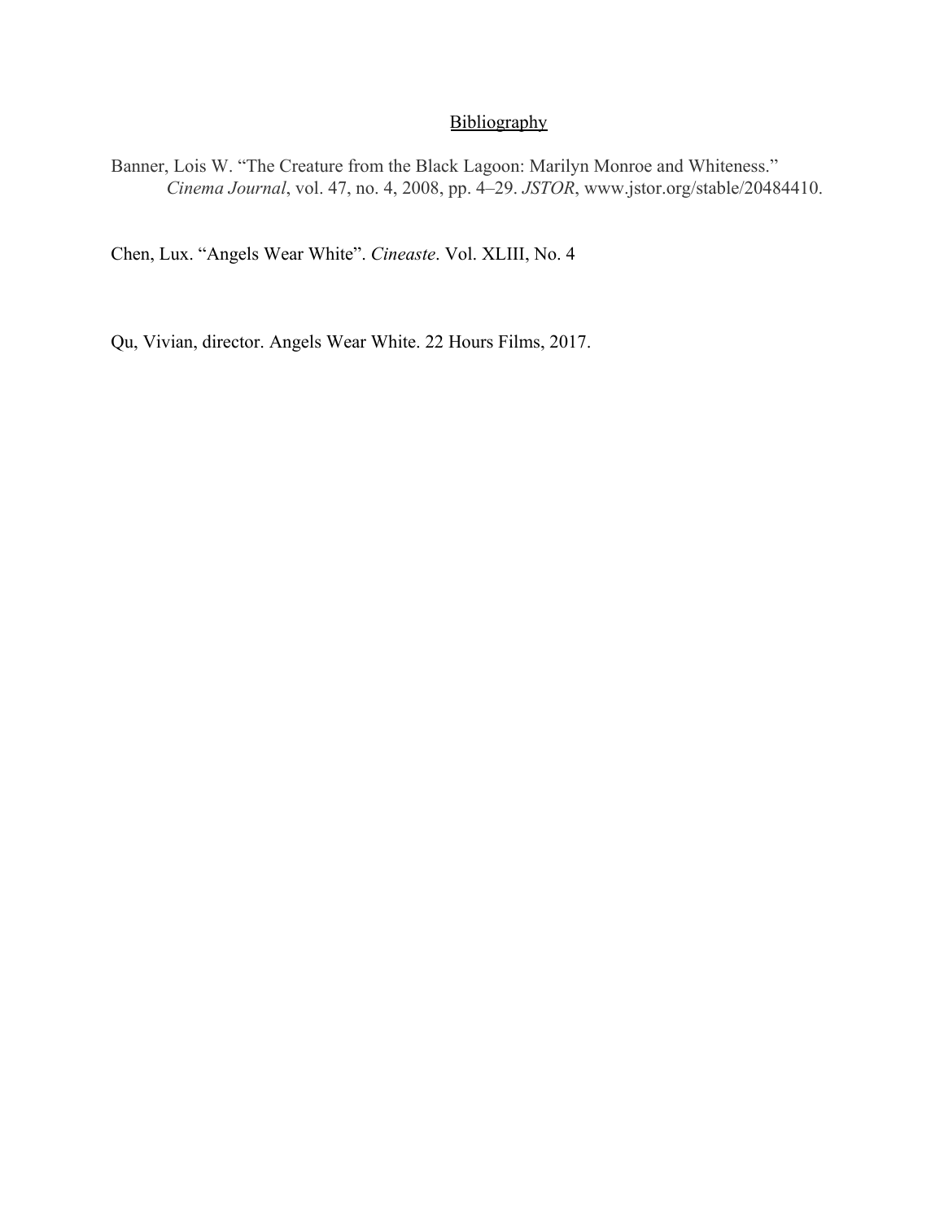## Bibliography

Banner, Lois W. "The Creature from the Black Lagoon: Marilyn Monroe and Whiteness." *Cinema Journal*, vol. 47, no. 4, 2008, pp. 4–29. *JSTOR*, www.jstor.org/stable/20484410.

Chen, Lux. "Angels Wear White". *Cineaste*. Vol. XLIII, No. 4

Qu, Vivian, director. Angels Wear White. 22 Hours Films, 2017.